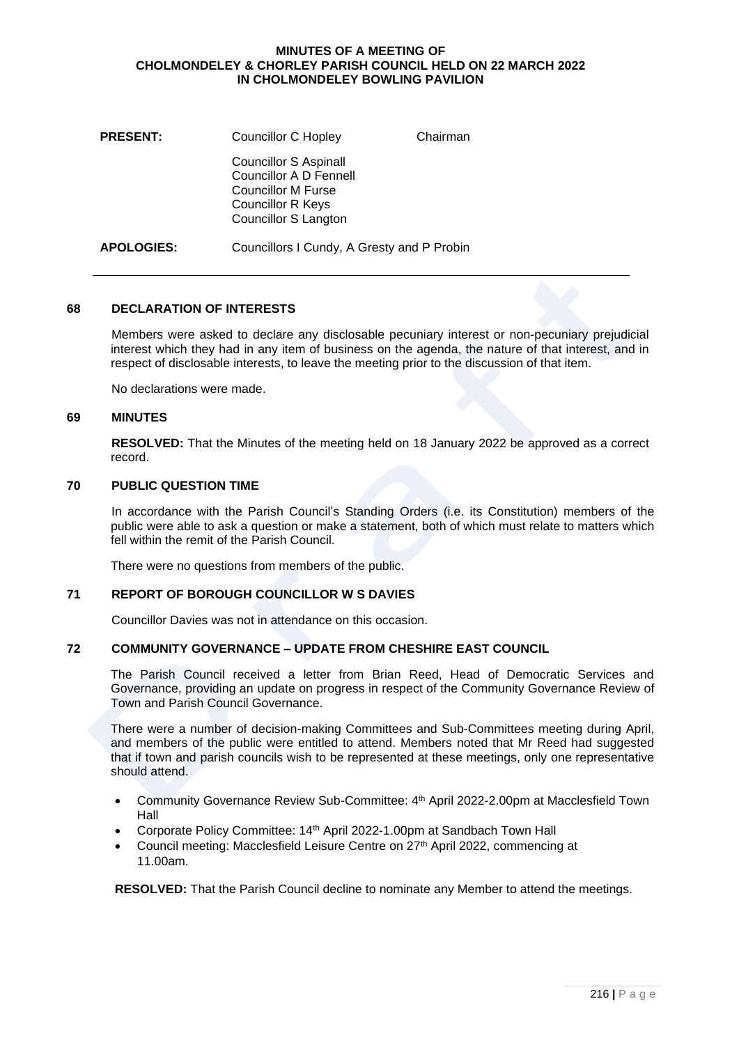**MINUTES OF A MEETING OF CHOLMONDELEY & CHORLEY PARISH COUNCIL HELD ON 22 MARCH 2022 IN CHOLMONDELEY BOWLING PAVILION**

| | | |
|---|---|---|
| **PRESENT:** | Councillor C Hopley | Chairman |
| | Councillor S Aspinall<br>Councillor A D Fennell<br>Councillor M Furse<br>Councillor R Keys<br>Councillor S Langton | |
| **APOLOGIES:** | Councillors I Cundy, A Gresty and P Probin | |

---

## 68 DECLARATION OF INTERESTS

Members were asked to declare any disclosable pecuniary interest or non-pecuniary prejudicial interest which they had in any item of business on the agenda, the nature of that interest, and in respect of disclosable interests, to leave the meeting prior to the discussion of that item.

No declarations were made.

## 69 MINUTES

**RESOLVED:** That the Minutes of the meeting held on 18 January 2022 be approved as a correct record.

## 70 PUBLIC QUESTION TIME

In accordance with the Parish Council's Standing Orders (i.e. its Constitution) members of the public were able to ask a question or make a statement, both of which must relate to matters which fell within the remit of the Parish Council.

There were no questions from members of the public.

## 71 REPORT OF BOROUGH COUNCILLOR W S DAVIES

Councillor Davies was not in attendance on this occasion.

## 72 COMMUNITY GOVERNANCE – UPDATE FROM CHESHIRE EAST COUNCIL

The Parish Council received a letter from Brian Reed, Head of Democratic Services and Governance, providing an update on progress in respect of the Community Governance Review of Town and Parish Council Governance.

There were a number of decision-making Committees and Sub-Committees meeting during April, and members of the public were entitled to attend. Members noted that Mr Reed had suggested that if town and parish councils wish to be represented at these meetings, only one representative should attend.

- Community Governance Review Sub-Committee: 4th April 2022-2.00pm at Macclesfield Town Hall
- Corporate Policy Committee: 14th April 2022-1.00pm at Sandbach Town Hall
- Council meeting: Macclesfield Leisure Centre on 27th April 2022, commencing at 11.00am.

**RESOLVED:** That the Parish Council decline to nominate any Member to attend the meetings.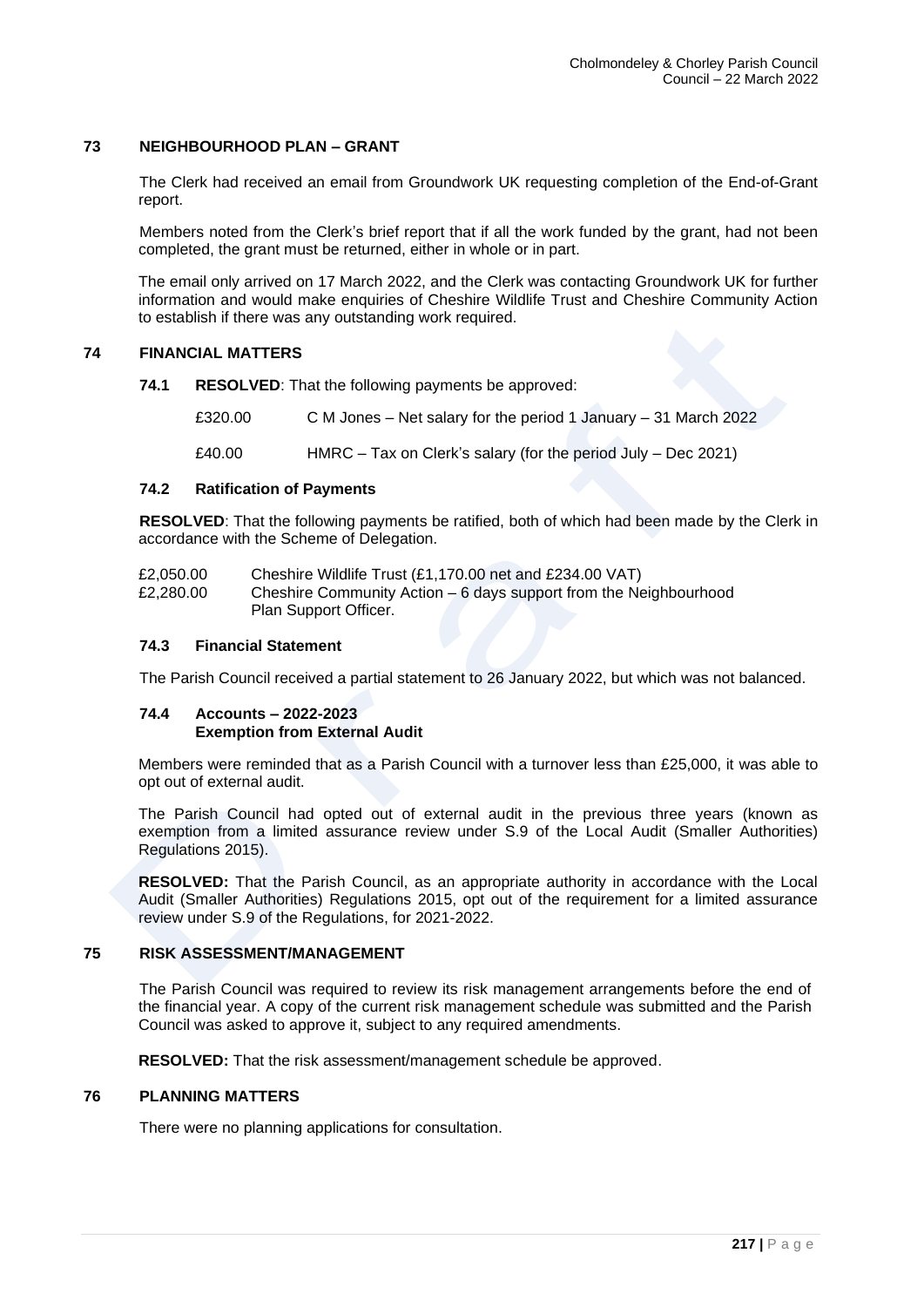## 73 NEIGHBOURHOOD PLAN – GRANT

The Clerk had received an email from Groundwork UK requesting completion of the End-of-Grant report.

Members noted from the Clerk's brief report that if all the work funded by the grant, had not been completed, the grant must be returned, either in whole or in part.

The email only arrived on 17 March 2022, and the Clerk was contacting Groundwork UK for further information and would make enquiries of Cheshire Wildlife Trust and Cheshire Community Action to establish if there was any outstanding work required.

## 74 FINANCIAL MATTERS

### 74.1 **RESOLVED**: That the following payments be approved:

| | |
|---|---|
| £320.00 | C M Jones – Net salary for the period 1 January – 31 March 2022 |
| £40.00 | HMRC – Tax on Clerk's salary (for the period July – Dec 2021) |

### 74.2 Ratification of Payments

**RESOLVED**: That the following payments be ratified, both of which had been made by the Clerk in accordance with the Scheme of Delegation.

| | |
|---|---|
| £2,050.00 | Cheshire Wildlife Trust (£1,170.00 net and £234.00 VAT) |
| £2,280.00 | Cheshire Community Action – 6 days support from the Neighbourhood Plan Support Officer. |

### 74.3 Financial Statement

The Parish Council received a partial statement to 26 January 2022, but which was not balanced.

### 74.4 Accounts – 2022-2023 Exemption from External Audit

Members were reminded that as a Parish Council with a turnover less than £25,000, it was able to opt out of external audit.

The Parish Council had opted out of external audit in the previous three years (known as exemption from a limited assurance review under S.9 of the Local Audit (Smaller Authorities) Regulations 2015).

**RESOLVED:** That the Parish Council, as an appropriate authority in accordance with the Local Audit (Smaller Authorities) Regulations 2015, opt out of the requirement for a limited assurance review under S.9 of the Regulations, for 2021-2022.

## 75 RISK ASSESSMENT/MANAGEMENT

The Parish Council was required to review its risk management arrangements before the end of the financial year. A copy of the current risk management schedule was submitted and the Parish Council was asked to approve it, subject to any required amendments.

**RESOLVED:** That the risk assessment/management schedule be approved.

## 76 PLANNING MATTERS

There were no planning applications for consultation.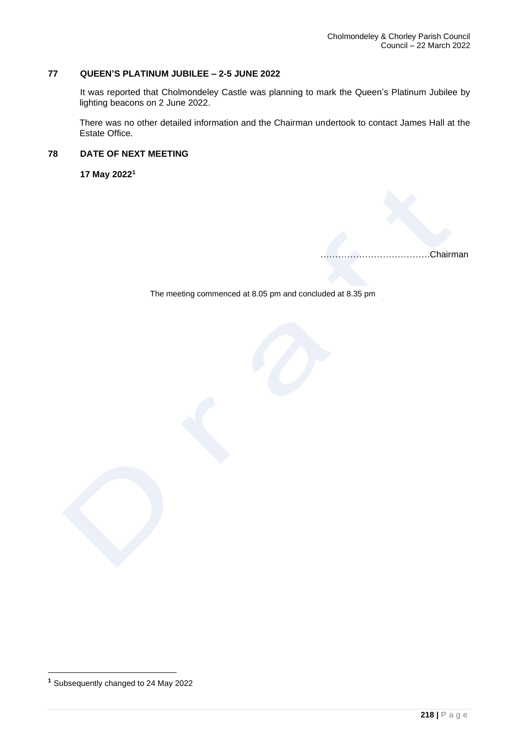**77 QUEEN'S PLATINUM JUBILEE – 2-5 JUNE 2022**

It was reported that Cholmondeley Castle was planning to mark the Queen's Platinum Jubilee by lighting beacons on 2 June 2022.

There was no other detailed information and the Chairman undertook to contact James Hall at the Estate Office.

**78 DATE OF NEXT MEETING**

**17 May 2022**[1]

……………………………….Chairman

The meeting commenced at 8.05 pm and concluded at 8.35 pm

[1] Subsequently changed to 24 May 2022